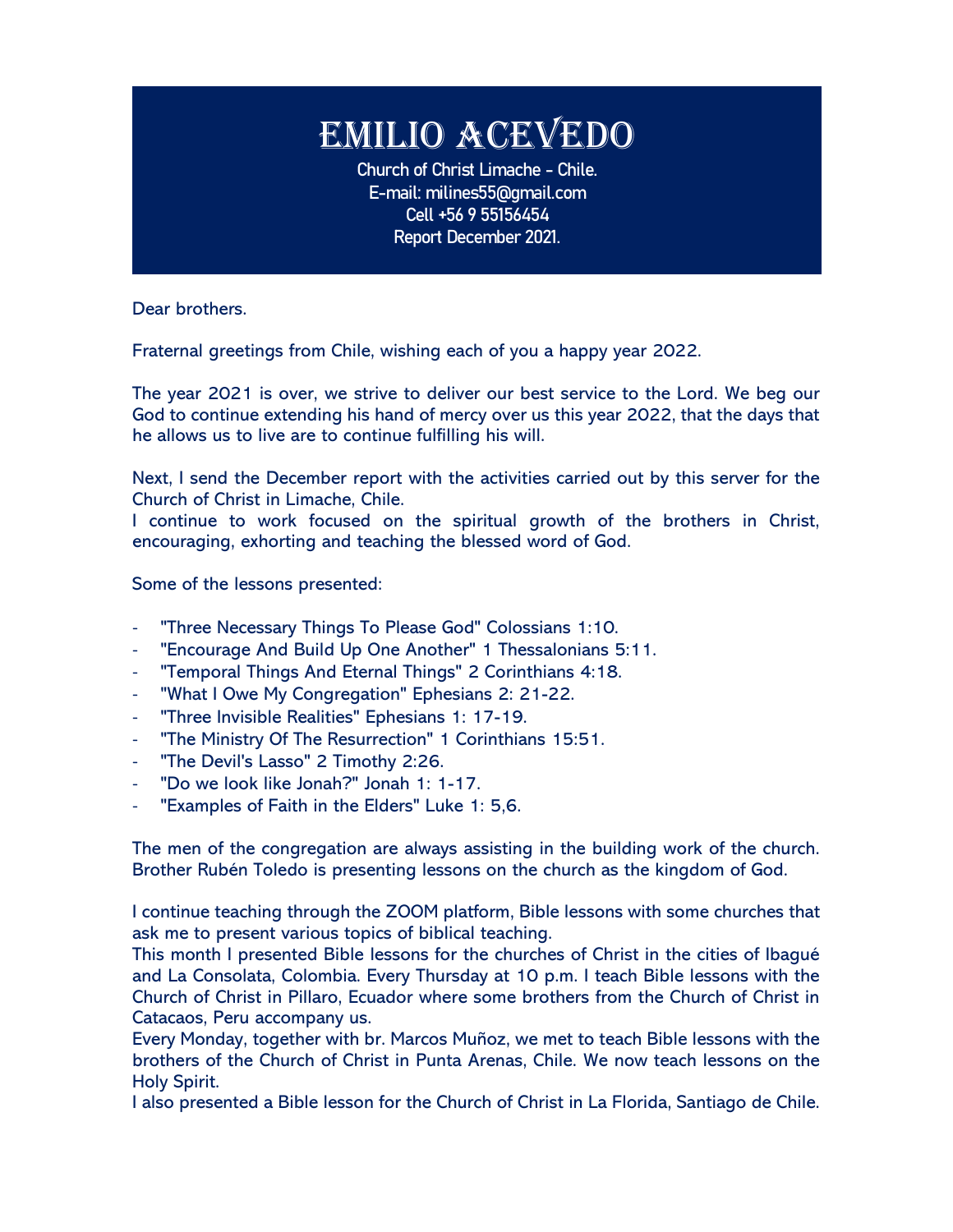# EMILIO ACEVEDO

Church of Christ Limache - Chile.
E-mail: milines55@gmail.com
Cell +56 9 55156454
Report December 2021.

Dear brothers.

Fraternal greetings from Chile, wishing each of you a happy year 2022.

The year 2021 is over, we strive to deliver our best service to the Lord. We beg our God to continue extending his hand of mercy over us this year 2022, that the days that he allows us to live are to continue fulfilling his will.

Next, I send the December report with the activities carried out by this server for the Church of Christ in Limache, Chile.
I continue to work focused on the spiritual growth of the brothers in Christ, encouraging, exhorting and teaching the blessed word of God.

Some of the lessons presented:

- "Three Necessary Things To Please God" Colossians 1:10.
- "Encourage And Build Up One Another" 1 Thessalonians 5:11.
- "Temporal Things And Eternal Things" 2 Corinthians 4:18.
- "What I Owe My Congregation" Ephesians 2: 21-22.
- "Three Invisible Realities" Ephesians 1: 17-19.
- "The Ministry Of The Resurrection" 1 Corinthians 15:51.
- "The Devil's Lasso" 2 Timothy 2:26.
- "Do we look like Jonah?" Jonah 1: 1-17.
- "Examples of Faith in the Elders" Luke 1: 5,6.

The men of the congregation are always assisting in the building work of the church. Brother Rubén Toledo is presenting lessons on the church as the kingdom of God.

I continue teaching through the ZOOM platform, Bible lessons with some churches that ask me to present various topics of biblical teaching.
This month I presented Bible lessons for the churches of Christ in the cities of Ibagué and La Consolata, Colombia. Every Thursday at 10 p.m. I teach Bible lessons with the Church of Christ in Pillaro, Ecuador where some brothers from the Church of Christ in Catacaos, Peru accompany us.
Every Monday, together with br. Marcos Muñoz, we met to teach Bible lessons with the brothers of the Church of Christ in Punta Arenas, Chile. We now teach lessons on the Holy Spirit.
I also presented a Bible lesson for the Church of Christ in La Florida, Santiago de Chile.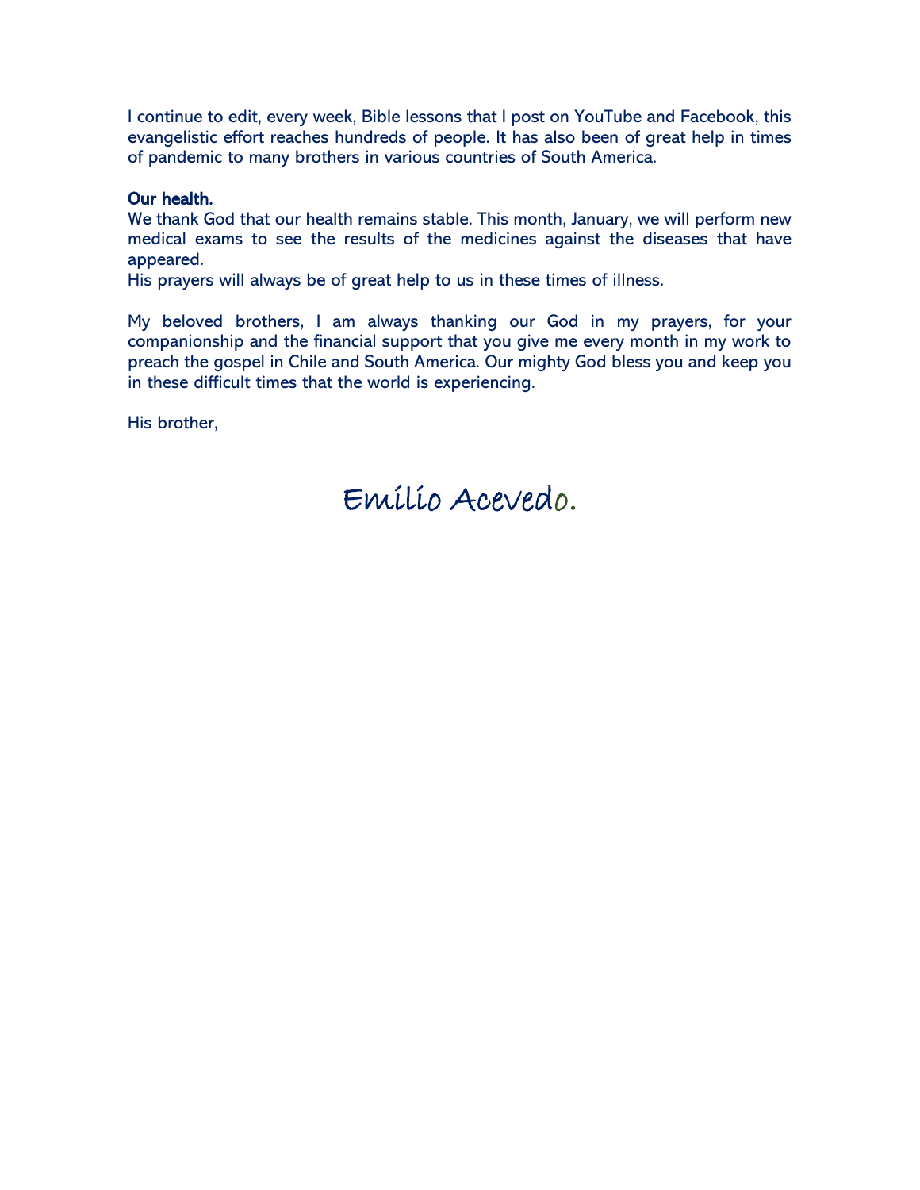I continue to edit, every week, Bible lessons that I post on YouTube and Facebook, this evangelistic effort reaches hundreds of people. It has also been of great help in times of pandemic to many brothers in various countries of South America.

**Our health.**
We thank God that our health remains stable. This month, January, we will perform new medical exams to see the results of the medicines against the diseases that have appeared.
His prayers will always be of great help to us in these times of illness.

My beloved brothers, I am always thanking our God in my prayers, for your companionship and the financial support that you give me every month in my work to preach the gospel in Chile and South America. Our mighty God bless you and keep you in these difficult times that the world is experiencing.

His brother,

Emilio Acevedo.